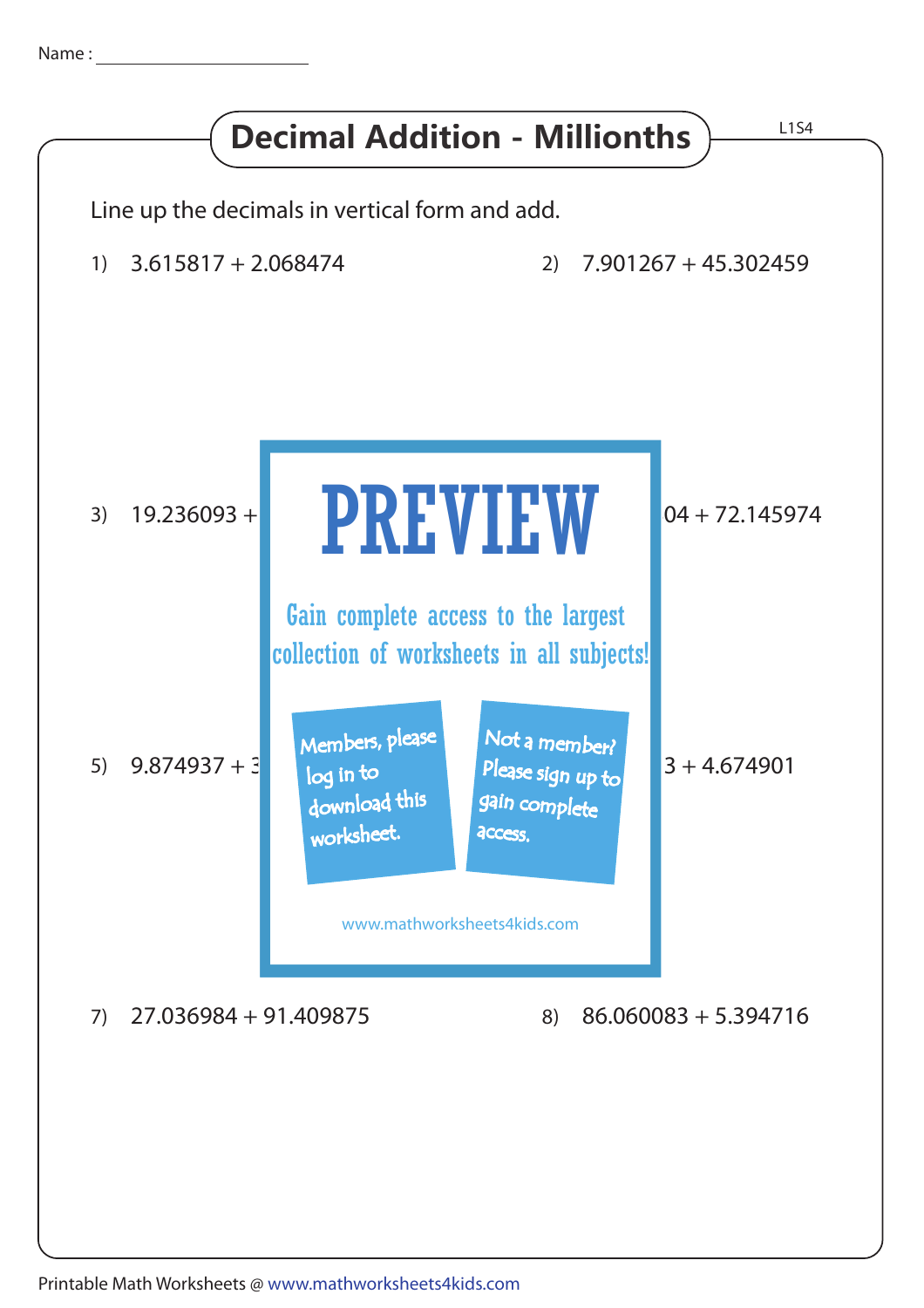Name : ____________________

# Decimal Addition - Millionths

L1S4

Line up the decimals in vertical form and add.

1) 3.615817 + 2.068474

2) 7.901267 + 45.302459

3) 19.236093 +

04 + 72.145974

PREVIEW

Gain complete access to the largest collection of worksheets in all subjects!

Members, please log in to download this worksheet.

Not a member? Please sign up to gain complete access.

www.mathworksheets4kids.com

5) 9.874937 + 3

3 + 4.674901

7) 27.036984 + 91.409875

8) 86.060083 + 5.394716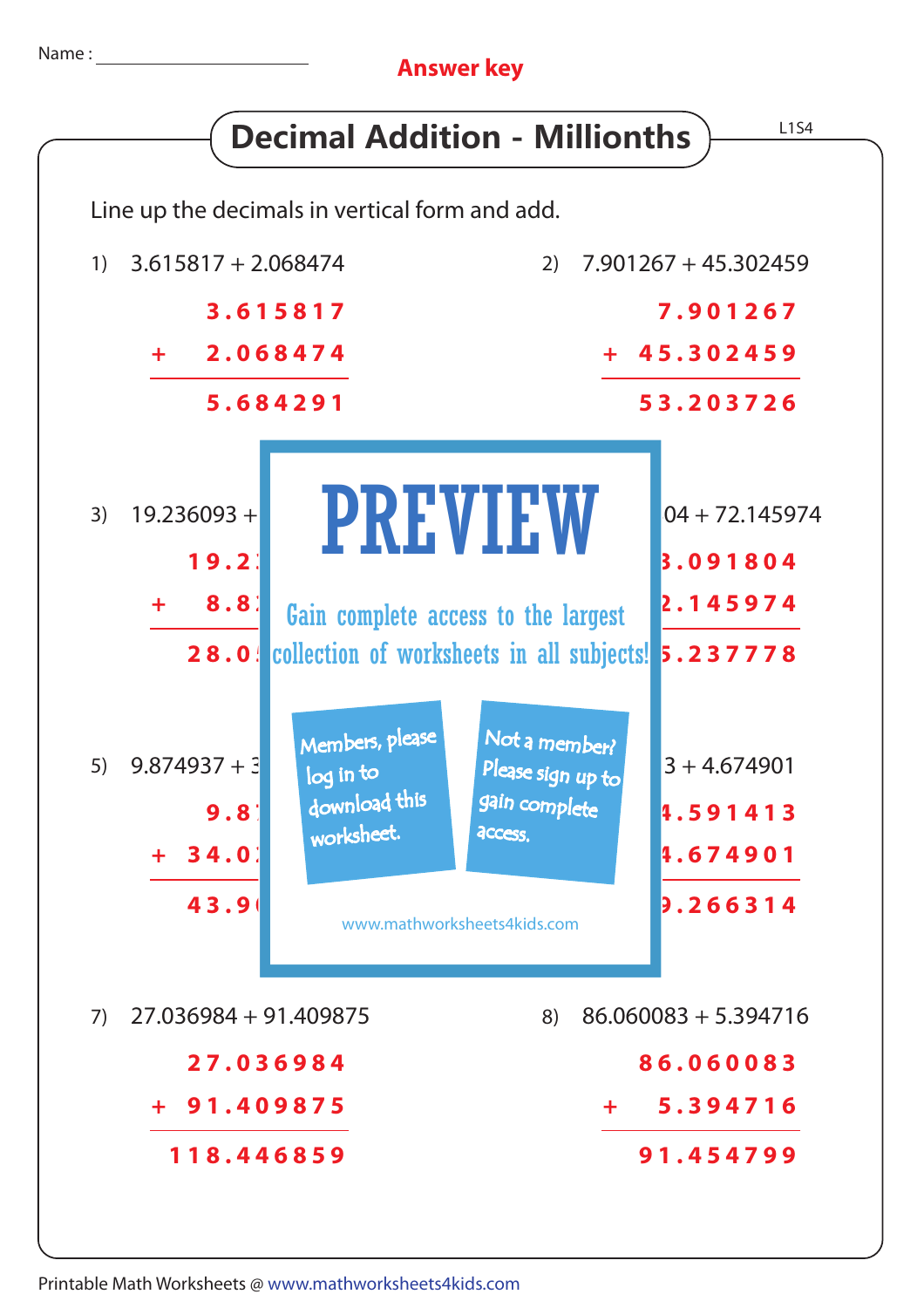Name : ____________________

**Answer key**

# Decimal Addition - Millionths

L1S4

Line up the decimals in vertical form and add.

1) 3.615817 + 2.068474

```
   3.615817
+  2.068474
-----------
   5.684291
```

2) 7.901267 + 45.302459

```
    7.901267
+  45.302459
------------
   53.203726
```

3) 19.236093 +

```
   19.2
+   8.8
-----------
   28.0
```

4) 04 + 72.145974

```
   3.091804
   2.145974
-----------
   5.237778
```

5) 9.874937 + 3

```
    9.8
+  34.0
-----------
   43.9
```

6) 3 + 4.674901

```
   4.591413
   4.674901
-----------
   9.266314
```

PREVIEW

Gain complete access to the largest collection of worksheets in all subjects!

Members, please log in to download this worksheet.

Not a member? Please sign up to gain complete access.

www.mathworksheets4kids.com

7) 27.036984 + 91.409875

```
    27.036984
+   91.409875
-------------
   118.446859
```

8) 86.060083 + 5.394716

```
   86.060083
+   5.394716
------------
   91.454799
```

Printable Math Worksheets @ www.mathworksheets4kids.com